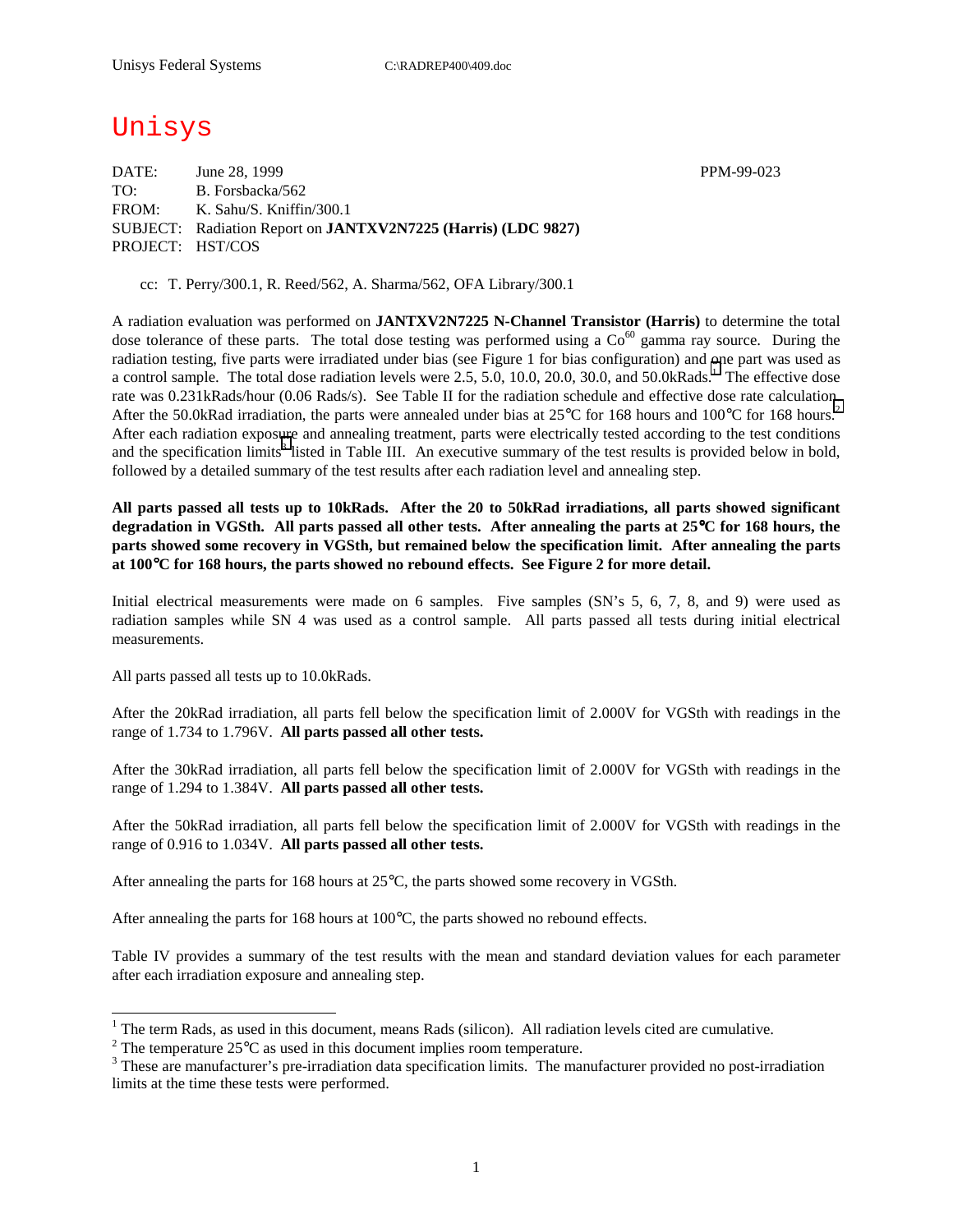Unisys Federal Systems C:\RADREP400\409.doc

# Unisys

DATE: June 28, 1999 PPM-99-023
TO: B. Forsbacka/562
FROM: K. Sahu/S. Kniffin/300.1
SUBJECT: Radiation Report on **JANTXV2N7225 (Harris) (LDC 9827)**
PROJECT: HST/COS

cc: T. Perry/300.1, R. Reed/562, A. Sharma/562, OFA Library/300.1

A radiation evaluation was performed on **JANTXV2N7225 N-Channel Transistor (Harris)** to determine the total dose tolerance of these parts. The total dose testing was performed using a $Co^{60}$ gamma ray source. During the radiation testing, five parts were irradiated under bias (see Figure 1 for bias configuration) and one part was used as a control sample. The total dose radiation levels were 2.5, 5.0, 10.0, 20.0, 30.0, and 50.0kRads.[1] The effective dose rate was 0.231kRads/hour (0.06 Rads/s). See Table II for the radiation schedule and effective dose rate calculation. After the 50.0kRad irradiation, the parts were annealed under bias at 25°C for 168 hours and 100°C for 168 hours.[2] After each radiation exposure and annealing treatment, parts were electrically tested according to the test conditions and the specification limits[3] listed in Table III. An executive summary of the test results is provided below in bold, followed by a detailed summary of the test results after each radiation level and annealing step.

**All parts passed all tests up to 10kRads. After the 20 to 50kRad irradiations, all parts showed significant degradation in VGSth. All parts passed all other tests. After annealing the parts at 25°C for 168 hours, the parts showed some recovery in VGSth, but remained below the specification limit. After annealing the parts at 100°C for 168 hours, the parts showed no rebound effects. See Figure 2 for more detail.**

Initial electrical measurements were made on 6 samples. Five samples (SN's 5, 6, 7, 8, and 9) were used as radiation samples while SN 4 was used as a control sample. All parts passed all tests during initial electrical measurements.

All parts passed all tests up to 10.0kRads.

After the 20kRad irradiation, all parts fell below the specification limit of 2.000V for VGSth with readings in the range of 1.734 to 1.796V. **All parts passed all other tests.**

After the 30kRad irradiation, all parts fell below the specification limit of 2.000V for VGSth with readings in the range of 1.294 to 1.384V. **All parts passed all other tests.**

After the 50kRad irradiation, all parts fell below the specification limit of 2.000V for VGSth with readings in the range of 0.916 to 1.034V. **All parts passed all other tests.**

After annealing the parts for 168 hours at 25°C, the parts showed some recovery in VGSth.

After annealing the parts for 168 hours at 100°C, the parts showed no rebound effects.

Table IV provides a summary of the test results with the mean and standard deviation values for each parameter after each irradiation exposure and annealing step.

---

[1] The term Rads, as used in this document, means Rads (silicon). All radiation levels cited are cumulative.

[2] The temperature 25°C as used in this document implies room temperature.

[3] These are manufacturer's pre-irradiation data specification limits. The manufacturer provided no post-irradiation limits at the time these tests were performed.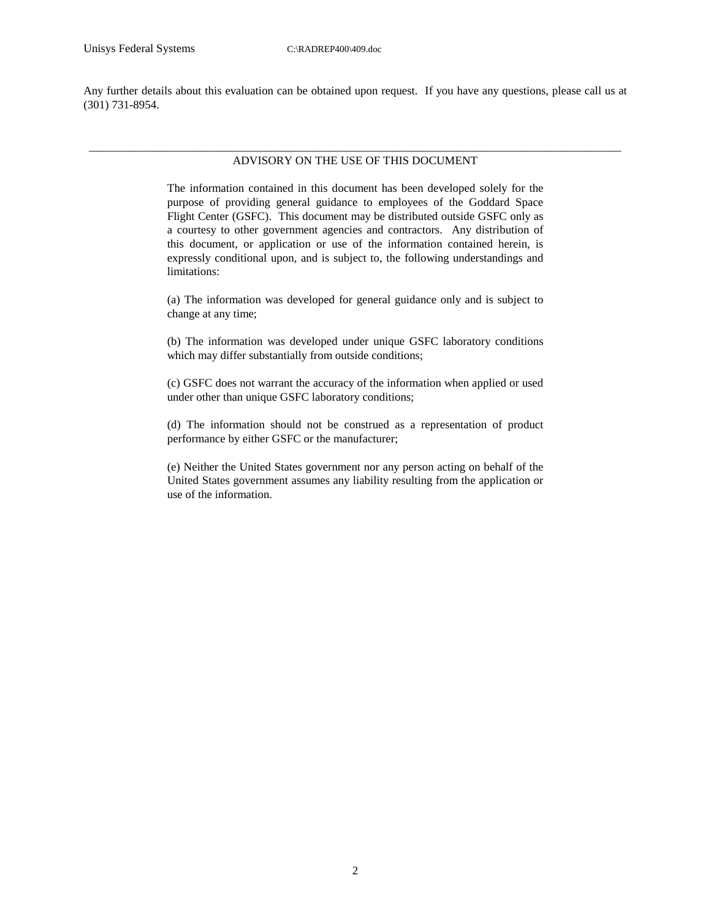Any further details about this evaluation can be obtained upon request. If you have any questions, please call us at (301) 731-8954.

---

ADVISORY ON THE USE OF THIS DOCUMENT

The information contained in this document has been developed solely for the purpose of providing general guidance to employees of the Goddard Space Flight Center (GSFC). This document may be distributed outside GSFC only as a courtesy to other government agencies and contractors. Any distribution of this document, or application or use of the information contained herein, is expressly conditional upon, and is subject to, the following understandings and limitations:

(a) The information was developed for general guidance only and is subject to change at any time;

(b) The information was developed under unique GSFC laboratory conditions which may differ substantially from outside conditions;

(c) GSFC does not warrant the accuracy of the information when applied or used under other than unique GSFC laboratory conditions;

(d) The information should not be construed as a representation of product performance by either GSFC or the manufacturer;

(e) Neither the United States government nor any person acting on behalf of the United States government assumes any liability resulting from the application or use of the information.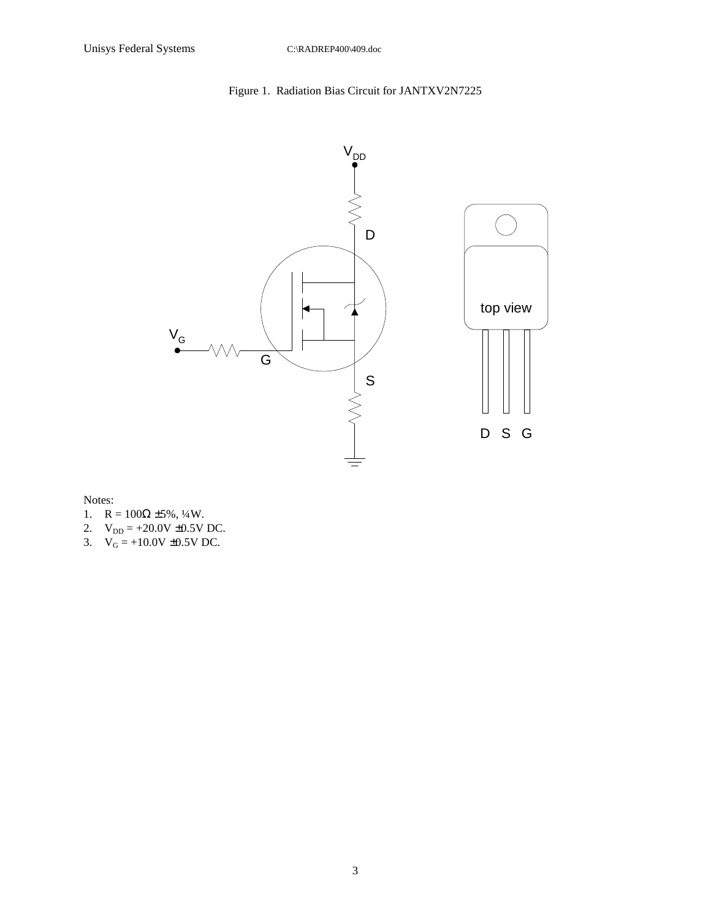Figure 1. Radiation Bias Circuit for JANTXV2N7225

Notes:

1. R = 100Ω ±5%, ¼W.
2. $V_{DD}$ = +20.0V ±0.5V DC.
3. $V_G$ = +10.0V ±0.5V DC.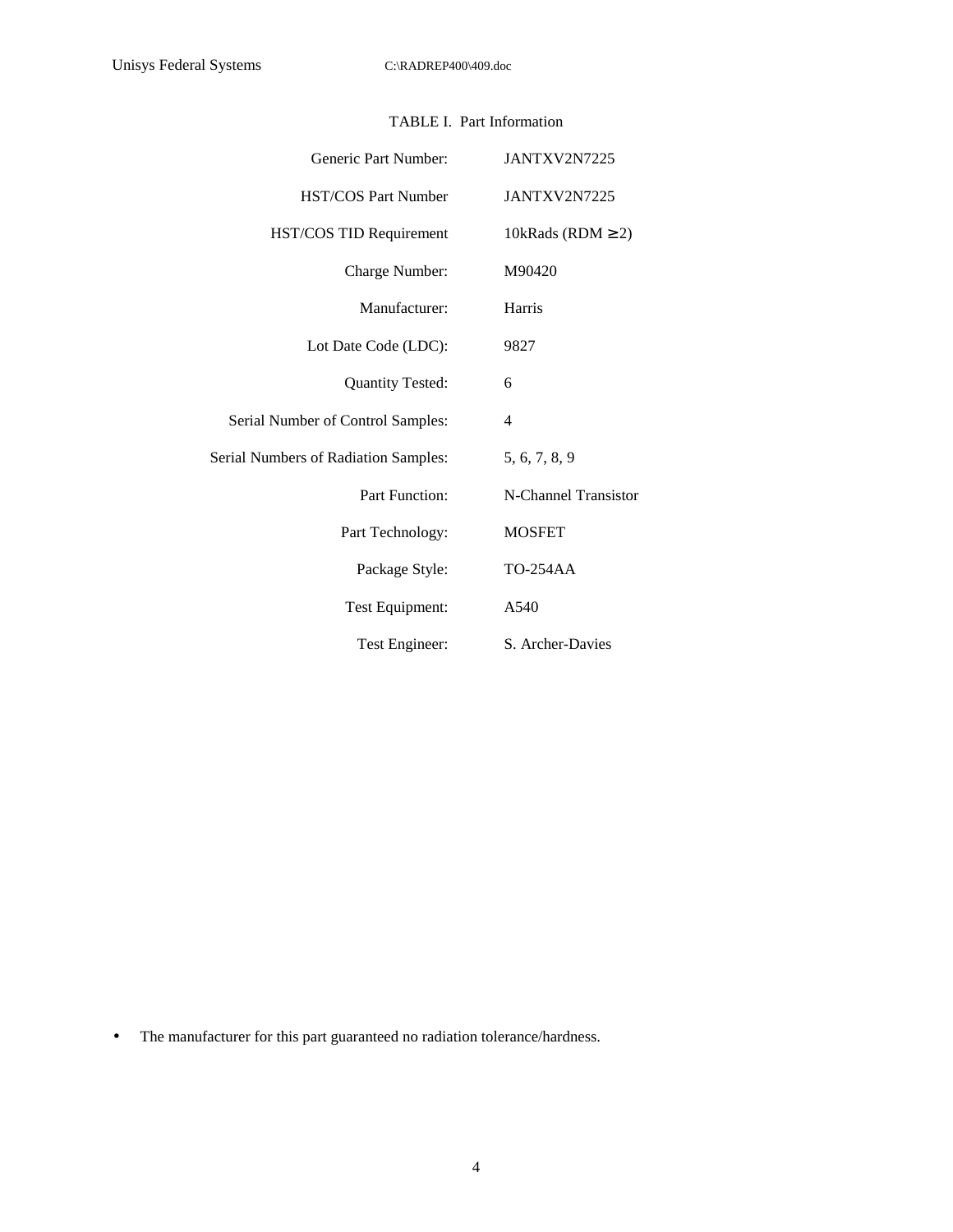TABLE I. Part Information

| | |
|---|---|
| Generic Part Number: | JANTXV2N7225 |
| HST/COS Part Number | JANTXV2N7225 |
| HST/COS TID Requirement | 10kRads (RDM $\geq$ 2) |
| Charge Number: | M90420 |
| Manufacturer: | Harris |
| Lot Date Code (LDC): | 9827 |
| Quantity Tested: | 6 |
| Serial Number of Control Samples: | 4 |
| Serial Numbers of Radiation Samples: | 5, 6, 7, 8, 9 |
| Part Function: | N-Channel Transistor |
| Part Technology: | MOSFET |
| Package Style: | TO-254AA |
| Test Equipment: | A540 |
| Test Engineer: | S. Archer-Davies |

- The manufacturer for this part guaranteed no radiation tolerance/hardness.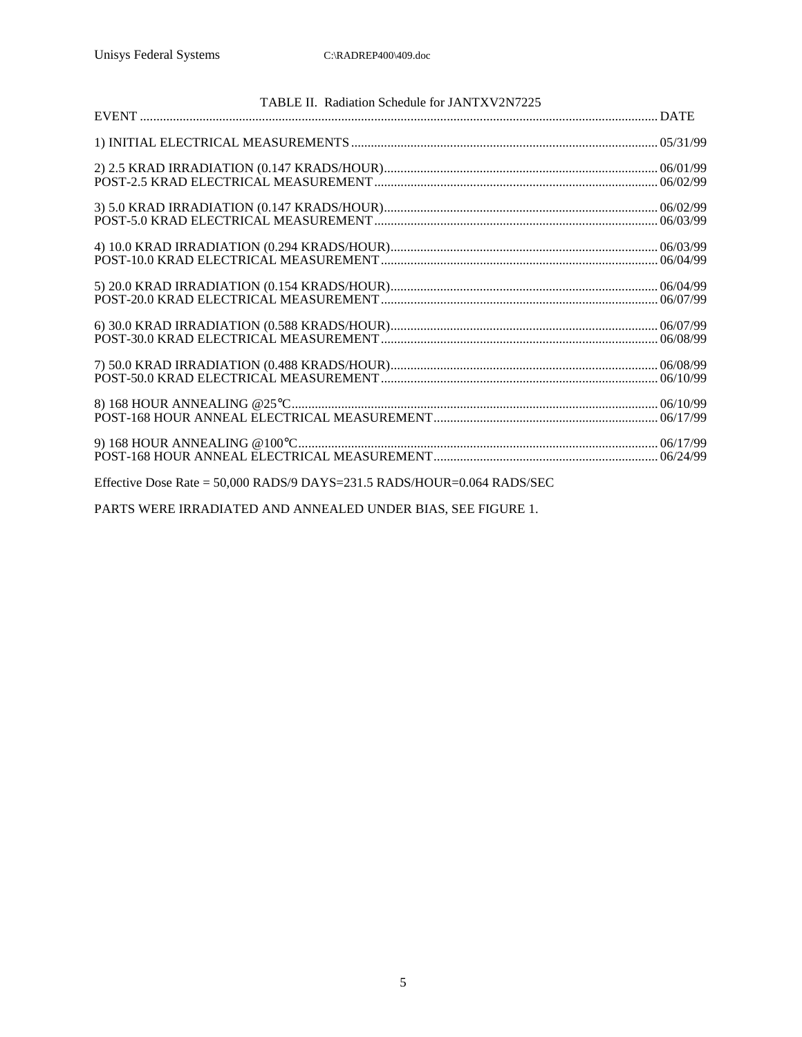TABLE II. Radiation Schedule for JANTXV2N7225

| EVENT | DATE |
|---|---|
| 1) INITIAL ELECTRICAL MEASUREMENTS | 05/31/99 |
| 2) 2.5 KRAD IRRADIATION (0.147 KRADS/HOUR) | 06/01/99 |
| POST-2.5 KRAD ELECTRICAL MEASUREMENT | 06/02/99 |
| 3) 5.0 KRAD IRRADIATION (0.147 KRADS/HOUR) | 06/02/99 |
| POST-5.0 KRAD ELECTRICAL MEASUREMENT | 06/03/99 |
| 4) 10.0 KRAD IRRADIATION (0.294 KRADS/HOUR) | 06/03/99 |
| POST-10.0 KRAD ELECTRICAL MEASUREMENT | 06/04/99 |
| 5) 20.0 KRAD IRRADIATION (0.154 KRADS/HOUR) | 06/04/99 |
| POST-20.0 KRAD ELECTRICAL MEASUREMENT | 06/07/99 |
| 6) 30.0 KRAD IRRADIATION (0.588 KRADS/HOUR) | 06/07/99 |
| POST-30.0 KRAD ELECTRICAL MEASUREMENT | 06/08/99 |
| 7) 50.0 KRAD IRRADIATION (0.488 KRADS/HOUR) | 06/08/99 |
| POST-50.0 KRAD ELECTRICAL MEASUREMENT | 06/10/99 |
| 8) 168 HOUR ANNEALING @25°C | 06/10/99 |
| POST-168 HOUR ANNEAL ELECTRICAL MEASUREMENT | 06/17/99 |
| 9) 168 HOUR ANNEALING @100°C | 06/17/99 |
| POST-168 HOUR ANNEAL ELECTRICAL MEASUREMENT | 06/24/99 |

Effective Dose Rate = 50,000 RADS/9 DAYS=231.5 RADS/HOUR=0.064 RADS/SEC

PARTS WERE IRRADIATED AND ANNEALED UNDER BIAS, SEE FIGURE 1.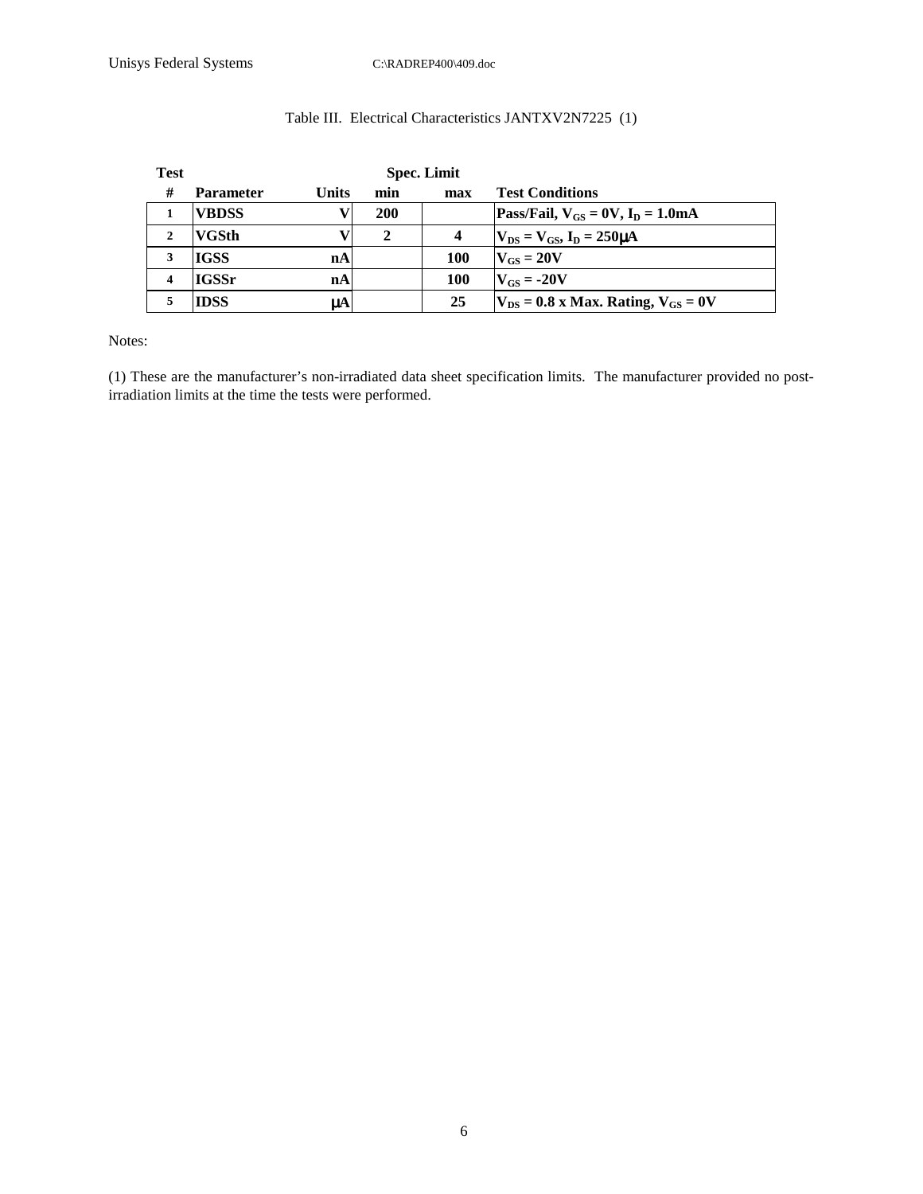Table III. Electrical Characteristics JANTXV2N7225 (1)

| Test # | Parameter | Units | Spec. Limit min | Spec. Limit max | Test Conditions |
|---|---|---|---|---|---|
| 1 | VBDSS | V | 200 | | Pass/Fail, $V_{GS}$ = 0V, $I_D$ = 1.0mA |
| 2 | VGSth | V | 2 | 4 | $V_{DS}$ = $V_{GS}$, $I_D$ = 250μA |
| 3 | IGSS | nA | | 100 | $V_{GS}$ = 20V |
| 4 | IGSSr | nA | | 100 | $V_{GS}$ = -20V |
| 5 | IDSS | μA | | 25 | $V_{DS}$ = 0.8 x Max. Rating, $V_{GS}$ = 0V |

Notes:

(1) These are the manufacturer's non-irradiated data sheet specification limits. The manufacturer provided no post-irradiation limits at the time the tests were performed.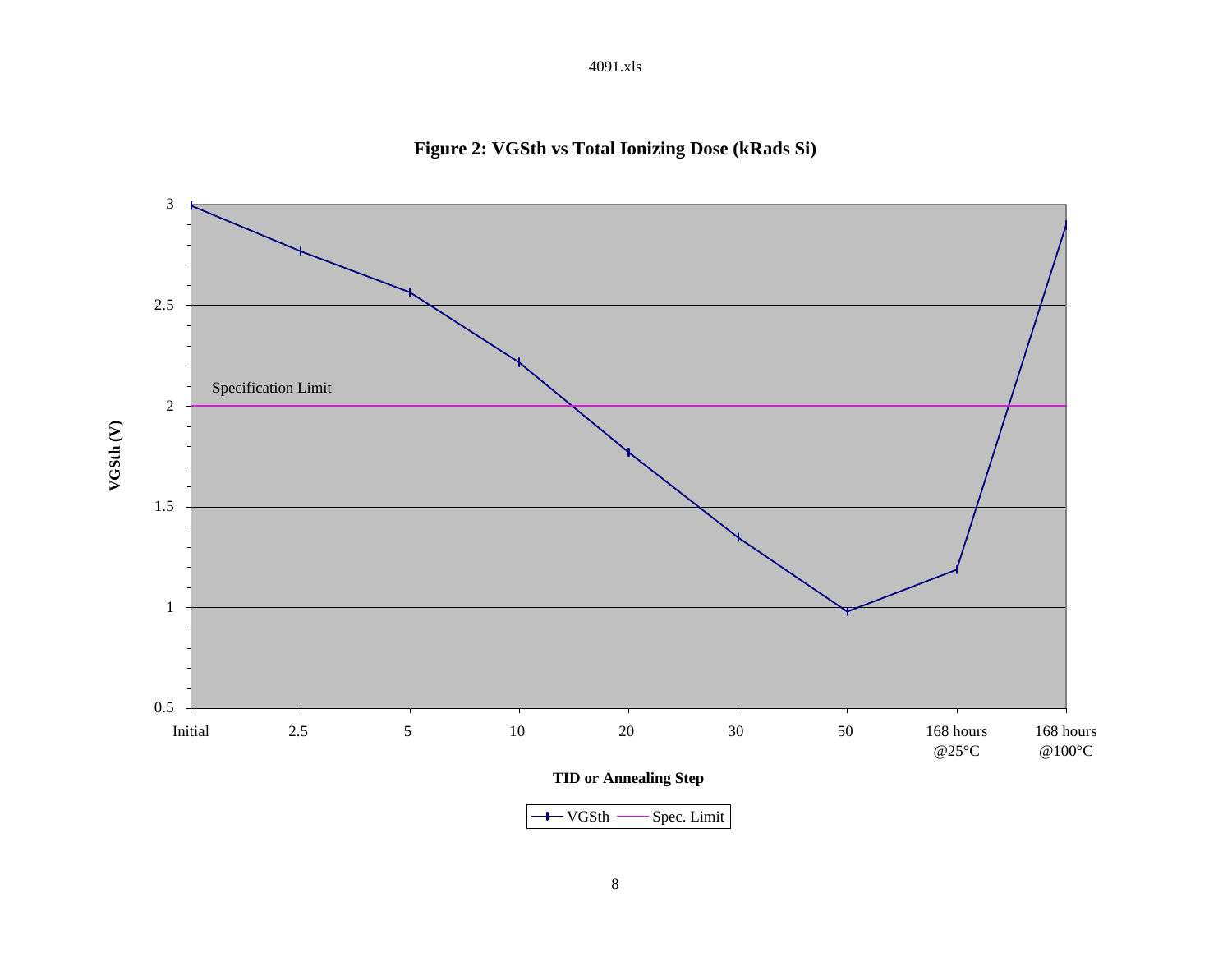4091.xls

**Figure 2: VGSth vs Total Ionizing Dose (kRads Si)**

VGSth (V)

3
2.5
2
1.5
1
0.5

Specification Limit

Initial
2.5
5
10
20
30
50
168 hours @25°C
168 hours @100°C

TID or Annealing Step

VGSth
Spec. Limit